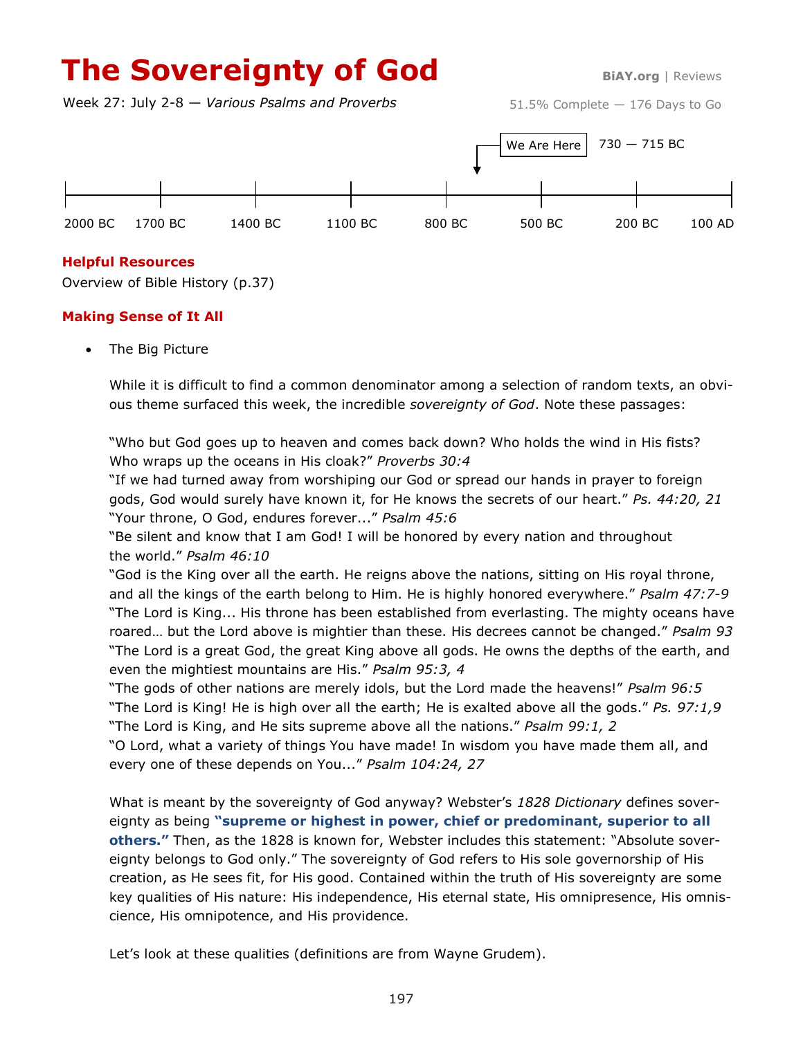# The Sovereignty of God

BiAY.org | Reviews

Week 27: July 2-8 — *Various Psalms and Proverbs*

51.5% Complete — 176 Days to Go

We Are Here

730 — 715 BC

2000 BC
1700 BC
1400 BC
1100 BC
800 BC
500 BC
200 BC
100 AD

## Helpful Resources

Overview of Bible History (p.37)

## Making Sense of It All

- The Big Picture

  While it is difficult to find a common denominator among a selection of random texts, an obvious theme surfaced this week, the incredible *sovereignty of God*. Note these passages:

  "Who but God goes up to heaven and comes back down? Who holds the wind in His fists? Who wraps up the oceans in His cloak?" *Proverbs 30:4*
  "If we had turned away from worshiping our God or spread our hands in prayer to foreign gods, God would surely have known it, for He knows the secrets of our heart." *Ps. 44:20, 21*
  "Your throne, O God, endures forever..." *Psalm 45:6*
  "Be silent and know that I am God! I will be honored by every nation and throughout the world." *Psalm 46:10*
  "God is the King over all the earth. He reigns above the nations, sitting on His royal throne, and all the kings of the earth belong to Him. He is highly honored everywhere." *Psalm 47:7-9*
  "The Lord is King... His throne has been established from everlasting. The mighty oceans have roared… but the Lord above is mightier than these. His decrees cannot be changed." *Psalm 93*
  "The Lord is a great God, the great King above all gods. He owns the depths of the earth, and even the mightiest mountains are His." *Psalm 95:3, 4*
  "The gods of other nations are merely idols, but the Lord made the heavens!" *Psalm 96:5*
  "The Lord is King! He is high over all the earth; He is exalted above all the gods." *Ps. 97:1,9*
  "The Lord is King, and He sits supreme above all the nations." *Psalm 99:1, 2*
  "O Lord, what a variety of things You have made! In wisdom you have made them all, and every one of these depends on You..." *Psalm 104:24, 27*

  What is meant by the sovereignty of God anyway? Webster's *1828 Dictionary* defines sovereignty as being **"supreme or highest in power, chief or predominant, superior to all others."** Then, as the 1828 is known for, Webster includes this statement: "Absolute sovereignty belongs to God only." The sovereignty of God refers to His sole governorship of His creation, as He sees fit, for His good. Contained within the truth of His sovereignty are some key qualities of His nature: His independence, His eternal state, His omnipresence, His omniscience, His omnipotence, and His providence.

  Let's look at these qualities (definitions are from Wayne Grudem).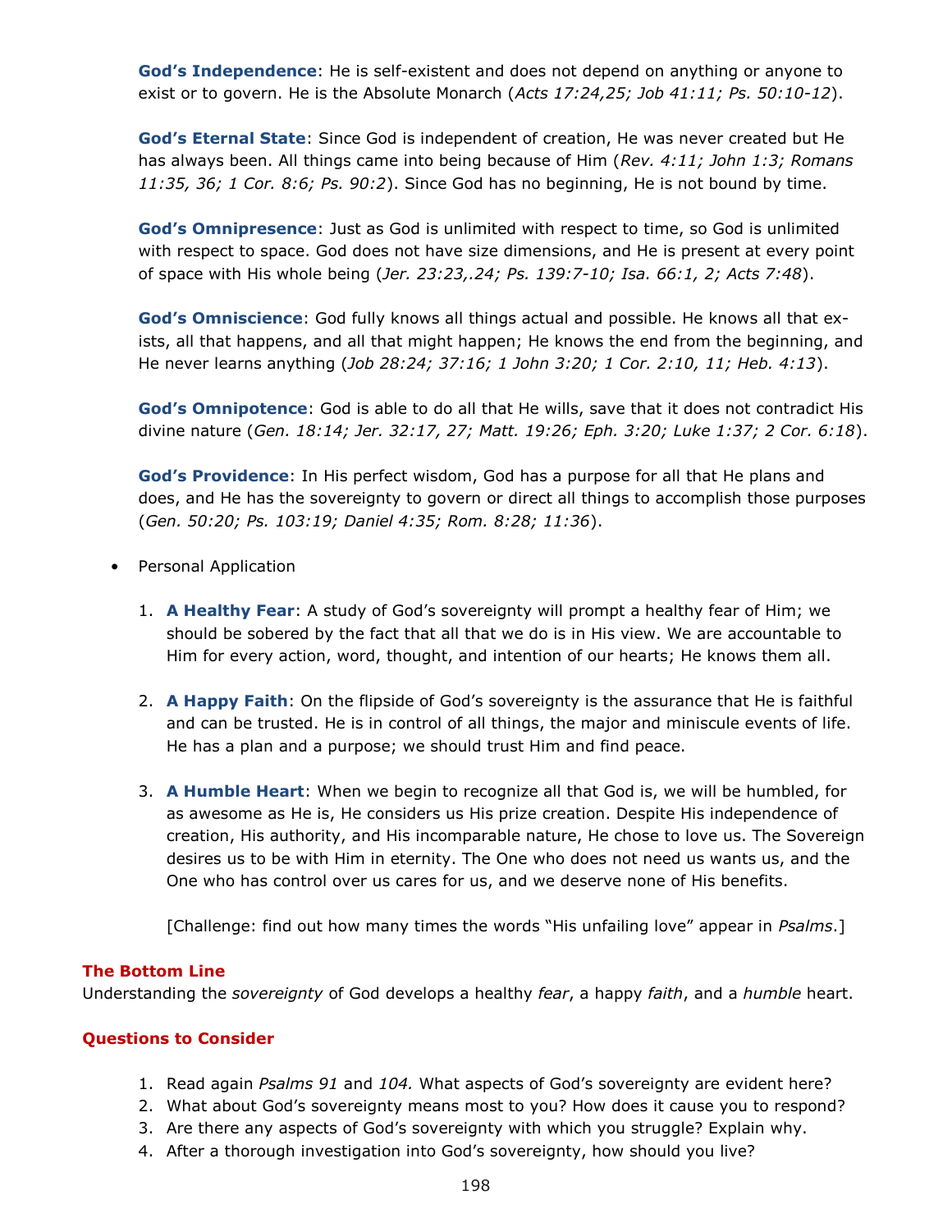**God's Independence**: He is self-existent and does not depend on anything or anyone to exist or to govern. He is the Absolute Monarch (*Acts 17:24,25; Job 41:11; Ps. 50:10-12*).

**God's Eternal State**: Since God is independent of creation, He was never created but He has always been. All things came into being because of Him (*Rev. 4:11; John 1:3; Romans 11:35, 36; 1 Cor. 8:6; Ps. 90:2*). Since God has no beginning, He is not bound by time.

**God's Omnipresence**: Just as God is unlimited with respect to time, so God is unlimited with respect to space. God does not have size dimensions, and He is present at every point of space with His whole being (*Jer. 23:23,.24; Ps. 139:7-10; Isa. 66:1, 2; Acts 7:48*).

**God's Omniscience**: God fully knows all things actual and possible. He knows all that exists, all that happens, and all that might happen; He knows the end from the beginning, and He never learns anything (*Job 28:24; 37:16; 1 John 3:20; 1 Cor. 2:10, 11; Heb. 4:13*).

**God's Omnipotence**: God is able to do all that He wills, save that it does not contradict His divine nature (*Gen. 18:14; Jer. 32:17, 27; Matt. 19:26; Eph. 3:20; Luke 1:37; 2 Cor. 6:18*).

**God's Providence**: In His perfect wisdom, God has a purpose for all that He plans and does, and He has the sovereignty to govern or direct all things to accomplish those purposes (*Gen. 50:20; Ps. 103:19; Daniel 4:35; Rom. 8:28; 11:36*).

- Personal Application

  1. **A Healthy Fear**: A study of God's sovereignty will prompt a healthy fear of Him; we should be sobered by the fact that all that we do is in His view. We are accountable to Him for every action, word, thought, and intention of our hearts; He knows them all.

  2. **A Happy Faith**: On the flipside of God's sovereignty is the assurance that He is faithful and can be trusted. He is in control of all things, the major and miniscule events of life. He has a plan and a purpose; we should trust Him and find peace.

  3. **A Humble Heart**: When we begin to recognize all that God is, we will be humbled, for as awesome as He is, He considers us His prize creation. Despite His independence of creation, His authority, and His incomparable nature, He chose to love us. The Sovereign desires us to be with Him in eternity. The One who does not need us wants us, and the One who has control over us cares for us, and we deserve none of His benefits.

     [Challenge: find out how many times the words "His unfailing love" appear in *Psalms*.]

## The Bottom Line

Understanding the *sovereignty* of God develops a healthy *fear*, a happy *faith*, and a *humble* heart.

## Questions to Consider

1. Read again *Psalms 91* and *104.* What aspects of God's sovereignty are evident here?
2. What about God's sovereignty means most to you? How does it cause you to respond?
3. Are there any aspects of God's sovereignty with which you struggle? Explain why.
4. After a thorough investigation into God's sovereignty, how should you live?